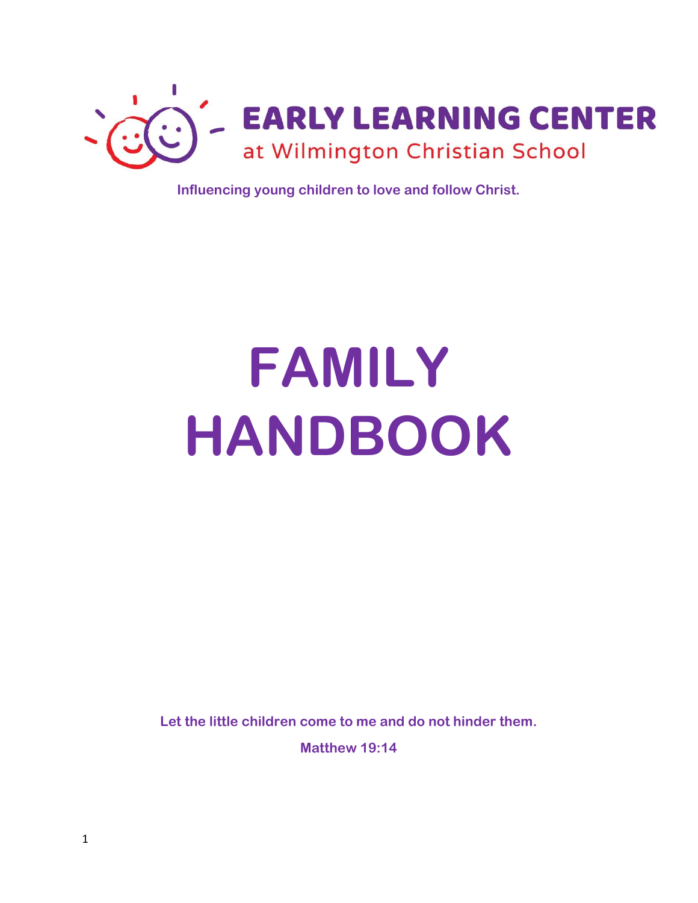# EARLY LEARNING CENTER

at Wilmington Christian School

**Influencing young children to love and follow Christ.**

# FAMILY HANDBOOK

**Let the little children come to me and do not hinder them.**

**Matthew 19:14**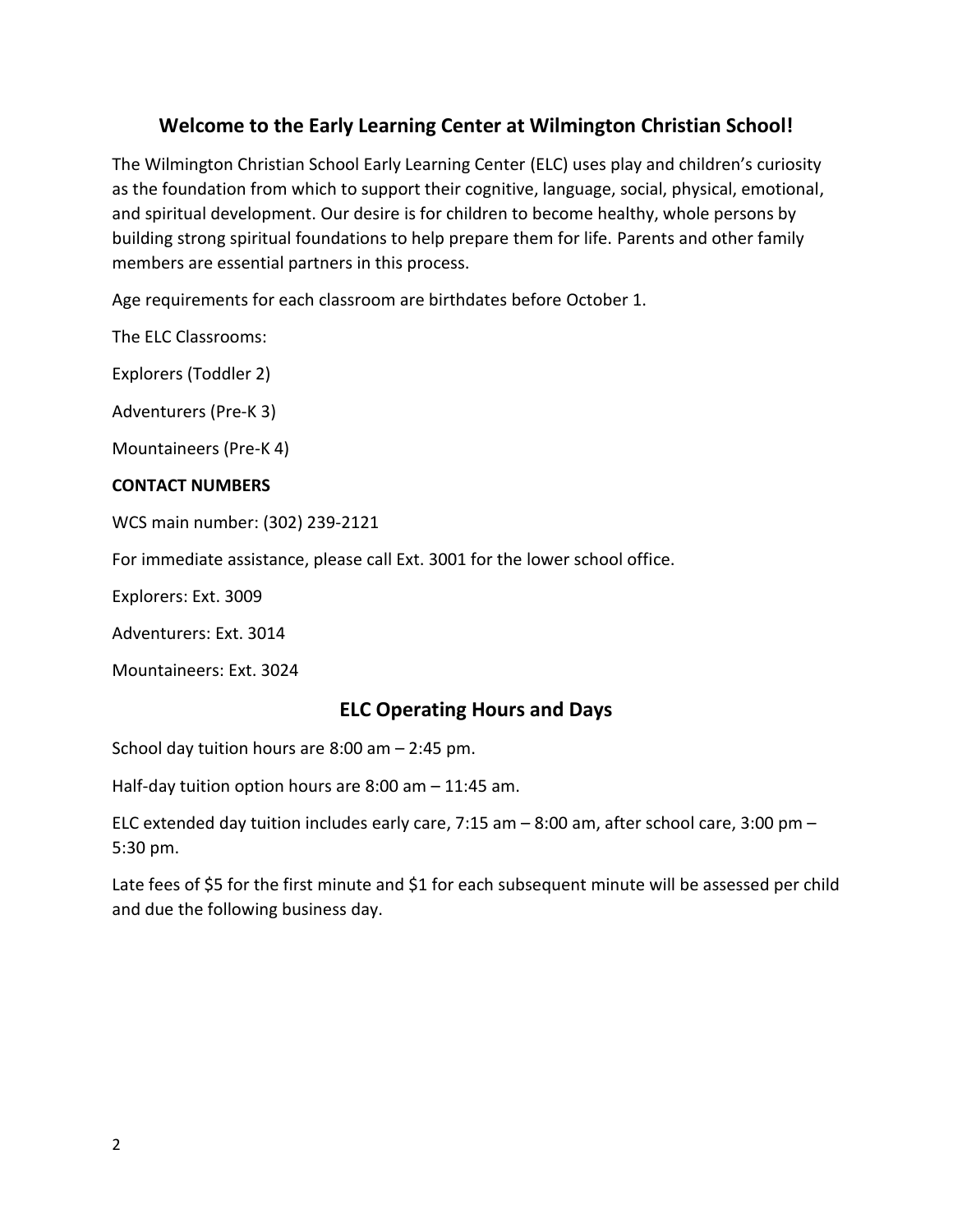## Welcome to the Early Learning Center at Wilmington Christian School!

The Wilmington Christian School Early Learning Center (ELC) uses play and children's curiosity as the foundation from which to support their cognitive, language, social, physical, emotional, and spiritual development. Our desire is for children to become healthy, whole persons by building strong spiritual foundations to help prepare them for life. Parents and other family members are essential partners in this process.

Age requirements for each classroom are birthdates before October 1.

The ELC Classrooms:

Explorers (Toddler 2)

Adventurers (Pre-K 3)

Mountaineers (Pre-K 4)

**CONTACT NUMBERS**

WCS main number: (302) 239-2121

For immediate assistance, please call Ext. 3001 for the lower school office.

Explorers: Ext. 3009

Adventurers: Ext. 3014

Mountaineers: Ext. 3024

## ELC Operating Hours and Days

School day tuition hours are 8:00 am – 2:45 pm.

Half-day tuition option hours are 8:00 am – 11:45 am.

ELC extended day tuition includes early care, 7:15 am – 8:00 am, after school care, 3:00 pm – 5:30 pm.

Late fees of $5 for the first minute and $1 for each subsequent minute will be assessed per child and due the following business day.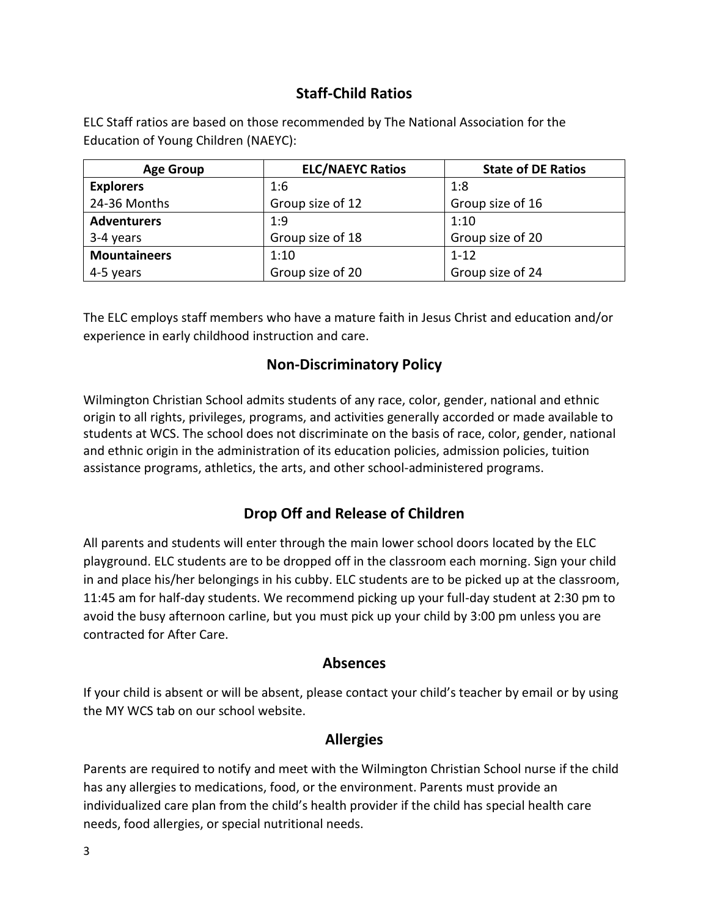## Staff-Child Ratios

ELC Staff ratios are based on those recommended by The National Association for the Education of Young Children (NAEYC):

| Age Group | ELC/NAEYC Ratios | State of DE Ratios |
|---|---|---|
| **Explorers**<br>24-36 Months | 1:6<br>Group size of 12 | 1:8<br>Group size of 16 |
| **Adventurers**<br>3-4 years | 1:9<br>Group size of 18 | 1:10<br>Group size of 20 |
| **Mountaineers**<br>4-5 years | 1:10<br>Group size of 20 | 1-12<br>Group size of 24 |

The ELC employs staff members who have a mature faith in Jesus Christ and education and/or experience in early childhood instruction and care.

## Non-Discriminatory Policy

Wilmington Christian School admits students of any race, color, gender, national and ethnic origin to all rights, privileges, programs, and activities generally accorded or made available to students at WCS. The school does not discriminate on the basis of race, color, gender, national and ethnic origin in the administration of its education policies, admission policies, tuition assistance programs, athletics, the arts, and other school-administered programs.

## Drop Off and Release of Children

All parents and students will enter through the main lower school doors located by the ELC playground. ELC students are to be dropped off in the classroom each morning. Sign your child in and place his/her belongings in his cubby. ELC students are to be picked up at the classroom, 11:45 am for half-day students. We recommend picking up your full-day student at 2:30 pm to avoid the busy afternoon carline, but you must pick up your child by 3:00 pm unless you are contracted for After Care.

## Absences

If your child is absent or will be absent, please contact your child's teacher by email or by using the MY WCS tab on our school website.

## Allergies

Parents are required to notify and meet with the Wilmington Christian School nurse if the child has any allergies to medications, food, or the environment. Parents must provide an individualized care plan from the child's health provider if the child has special health care needs, food allergies, or special nutritional needs.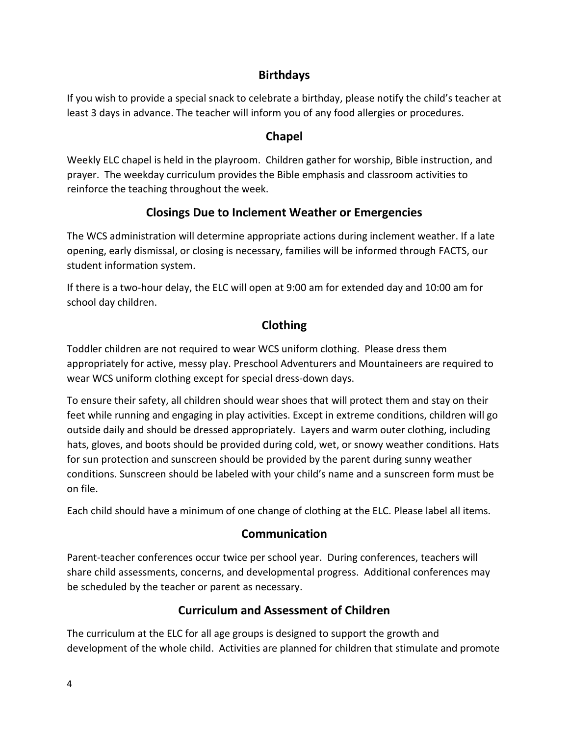## Birthdays

If you wish to provide a special snack to celebrate a birthday, please notify the child's teacher at least 3 days in advance. The teacher will inform you of any food allergies or procedures.

## Chapel

Weekly ELC chapel is held in the playroom. Children gather for worship, Bible instruction, and prayer. The weekday curriculum provides the Bible emphasis and classroom activities to reinforce the teaching throughout the week.

## Closings Due to Inclement Weather or Emergencies

The WCS administration will determine appropriate actions during inclement weather. If a late opening, early dismissal, or closing is necessary, families will be informed through FACTS, our student information system.

If there is a two-hour delay, the ELC will open at 9:00 am for extended day and 10:00 am for school day children.

## Clothing

Toddler children are not required to wear WCS uniform clothing. Please dress them appropriately for active, messy play. Preschool Adventurers and Mountaineers are required to wear WCS uniform clothing except for special dress-down days.

To ensure their safety, all children should wear shoes that will protect them and stay on their feet while running and engaging in play activities. Except in extreme conditions, children will go outside daily and should be dressed appropriately. Layers and warm outer clothing, including hats, gloves, and boots should be provided during cold, wet, or snowy weather conditions. Hats for sun protection and sunscreen should be provided by the parent during sunny weather conditions. Sunscreen should be labeled with your child's name and a sunscreen form must be on file.

Each child should have a minimum of one change of clothing at the ELC. Please label all items.

## Communication

Parent-teacher conferences occur twice per school year. During conferences, teachers will share child assessments, concerns, and developmental progress. Additional conferences may be scheduled by the teacher or parent as necessary.

## Curriculum and Assessment of Children

The curriculum at the ELC for all age groups is designed to support the growth and development of the whole child. Activities are planned for children that stimulate and promote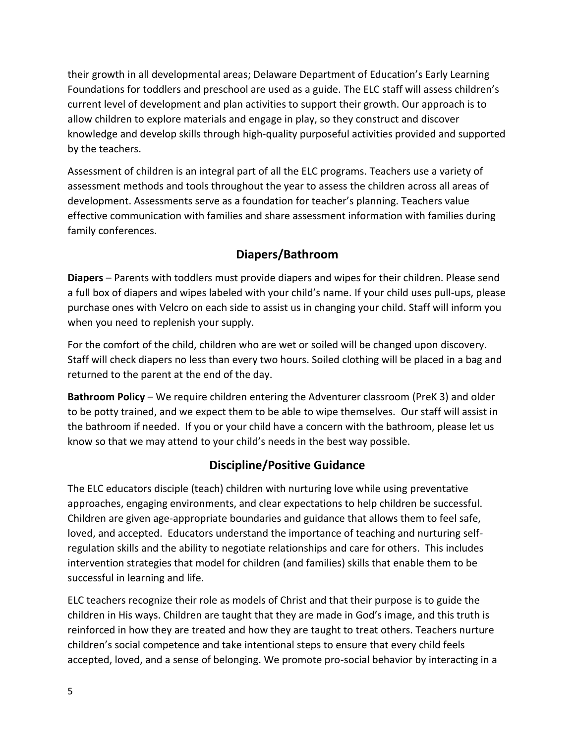their growth in all developmental areas; Delaware Department of Education's Early Learning Foundations for toddlers and preschool are used as a guide. The ELC staff will assess children's current level of development and plan activities to support their growth. Our approach is to allow children to explore materials and engage in play, so they construct and discover knowledge and develop skills through high-quality purposeful activities provided and supported by the teachers.

Assessment of children is an integral part of all the ELC programs. Teachers use a variety of assessment methods and tools throughout the year to assess the children across all areas of development. Assessments serve as a foundation for teacher's planning. Teachers value effective communication with families and share assessment information with families during family conferences.

## Diapers/Bathroom

**Diapers** – Parents with toddlers must provide diapers and wipes for their children. Please send a full box of diapers and wipes labeled with your child's name. If your child uses pull-ups, please purchase ones with Velcro on each side to assist us in changing your child. Staff will inform you when you need to replenish your supply.

For the comfort of the child, children who are wet or soiled will be changed upon discovery. Staff will check diapers no less than every two hours. Soiled clothing will be placed in a bag and returned to the parent at the end of the day.

**Bathroom Policy** – We require children entering the Adventurer classroom (PreK 3) and older to be potty trained, and we expect them to be able to wipe themselves. Our staff will assist in the bathroom if needed. If you or your child have a concern with the bathroom, please let us know so that we may attend to your child's needs in the best way possible.

## Discipline/Positive Guidance

The ELC educators disciple (teach) children with nurturing love while using preventative approaches, engaging environments, and clear expectations to help children be successful. Children are given age-appropriate boundaries and guidance that allows them to feel safe, loved, and accepted. Educators understand the importance of teaching and nurturing self-regulation skills and the ability to negotiate relationships and care for others. This includes intervention strategies that model for children (and families) skills that enable them to be successful in learning and life.

ELC teachers recognize their role as models of Christ and that their purpose is to guide the children in His ways. Children are taught that they are made in God's image, and this truth is reinforced in how they are treated and how they are taught to treat others. Teachers nurture children's social competence and take intentional steps to ensure that every child feels accepted, loved, and a sense of belonging. We promote pro-social behavior by interacting in a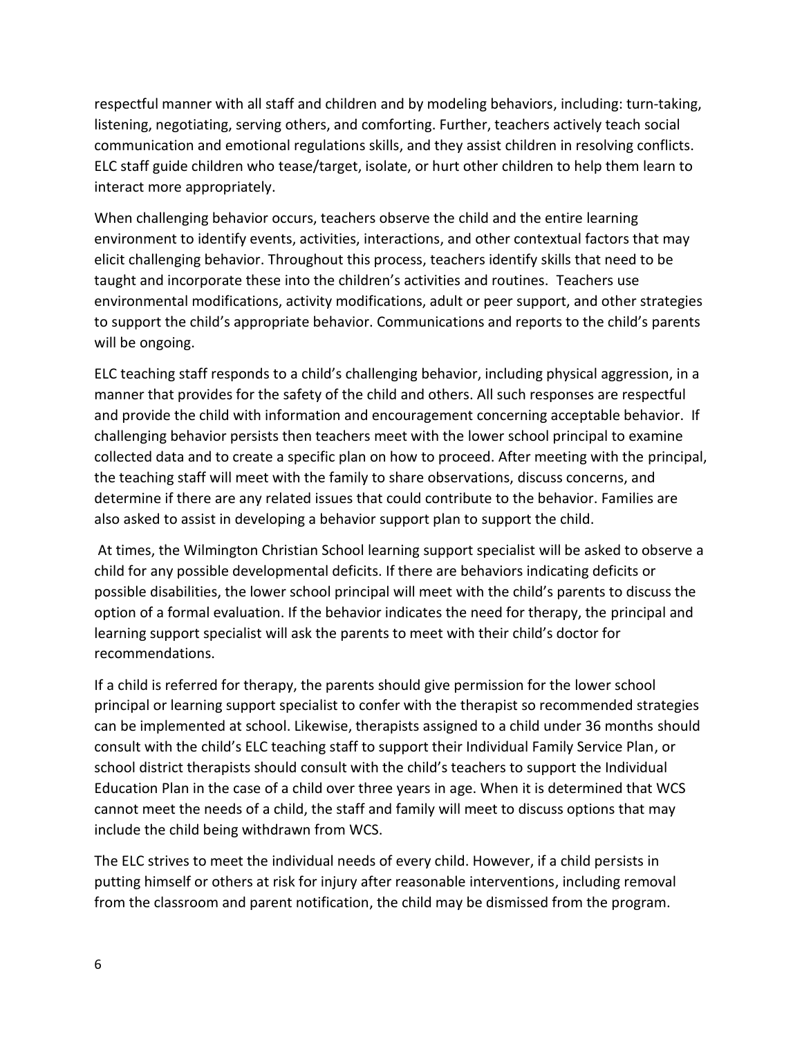respectful manner with all staff and children and by modeling behaviors, including: turn-taking, listening, negotiating, serving others, and comforting. Further, teachers actively teach social communication and emotional regulations skills, and they assist children in resolving conflicts. ELC staff guide children who tease/target, isolate, or hurt other children to help them learn to interact more appropriately.

When challenging behavior occurs, teachers observe the child and the entire learning environment to identify events, activities, interactions, and other contextual factors that may elicit challenging behavior. Throughout this process, teachers identify skills that need to be taught and incorporate these into the children's activities and routines. Teachers use environmental modifications, activity modifications, adult or peer support, and other strategies to support the child's appropriate behavior. Communications and reports to the child's parents will be ongoing.

ELC teaching staff responds to a child's challenging behavior, including physical aggression, in a manner that provides for the safety of the child and others. All such responses are respectful and provide the child with information and encouragement concerning acceptable behavior. If challenging behavior persists then teachers meet with the lower school principal to examine collected data and to create a specific plan on how to proceed. After meeting with the principal, the teaching staff will meet with the family to share observations, discuss concerns, and determine if there are any related issues that could contribute to the behavior. Families are also asked to assist in developing a behavior support plan to support the child.

At times, the Wilmington Christian School learning support specialist will be asked to observe a child for any possible developmental deficits. If there are behaviors indicating deficits or possible disabilities, the lower school principal will meet with the child's parents to discuss the option of a formal evaluation. If the behavior indicates the need for therapy, the principal and learning support specialist will ask the parents to meet with their child's doctor for recommendations.

If a child is referred for therapy, the parents should give permission for the lower school principal or learning support specialist to confer with the therapist so recommended strategies can be implemented at school. Likewise, therapists assigned to a child under 36 months should consult with the child's ELC teaching staff to support their Individual Family Service Plan, or school district therapists should consult with the child's teachers to support the Individual Education Plan in the case of a child over three years in age. When it is determined that WCS cannot meet the needs of a child, the staff and family will meet to discuss options that may include the child being withdrawn from WCS.

The ELC strives to meet the individual needs of every child. However, if a child persists in putting himself or others at risk for injury after reasonable interventions, including removal from the classroom and parent notification, the child may be dismissed from the program.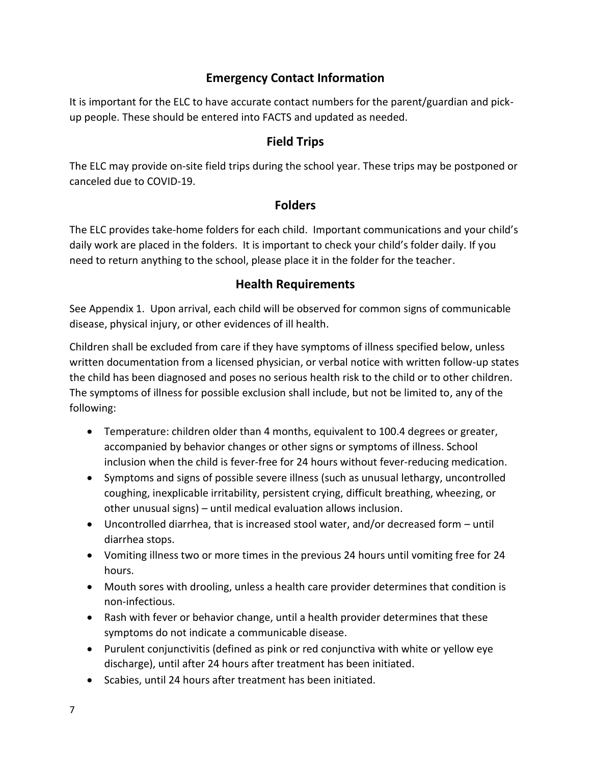## Emergency Contact Information

It is important for the ELC to have accurate contact numbers for the parent/guardian and pick-up people. These should be entered into FACTS and updated as needed.

## Field Trips

The ELC may provide on-site field trips during the school year. These trips may be postponed or canceled due to COVID-19.

## Folders

The ELC provides take-home folders for each child. Important communications and your child's daily work are placed in the folders. It is important to check your child's folder daily. If you need to return anything to the school, please place it in the folder for the teacher.

## Health Requirements

See Appendix 1. Upon arrival, each child will be observed for common signs of communicable disease, physical injury, or other evidences of ill health.

Children shall be excluded from care if they have symptoms of illness specified below, unless written documentation from a licensed physician, or verbal notice with written follow-up states the child has been diagnosed and poses no serious health risk to the child or to other children. The symptoms of illness for possible exclusion shall include, but not be limited to, any of the following:

- Temperature: children older than 4 months, equivalent to 100.4 degrees or greater, accompanied by behavior changes or other signs or symptoms of illness. School inclusion when the child is fever-free for 24 hours without fever-reducing medication.
- Symptoms and signs of possible severe illness (such as unusual lethargy, uncontrolled coughing, inexplicable irritability, persistent crying, difficult breathing, wheezing, or other unusual signs) – until medical evaluation allows inclusion.
- Uncontrolled diarrhea, that is increased stool water, and/or decreased form – until diarrhea stops.
- Vomiting illness two or more times in the previous 24 hours until vomiting free for 24 hours.
- Mouth sores with drooling, unless a health care provider determines that condition is non-infectious.
- Rash with fever or behavior change, until a health provider determines that these symptoms do not indicate a communicable disease.
- Purulent conjunctivitis (defined as pink or red conjunctiva with white or yellow eye discharge), until after 24 hours after treatment has been initiated.
- Scabies, until 24 hours after treatment has been initiated.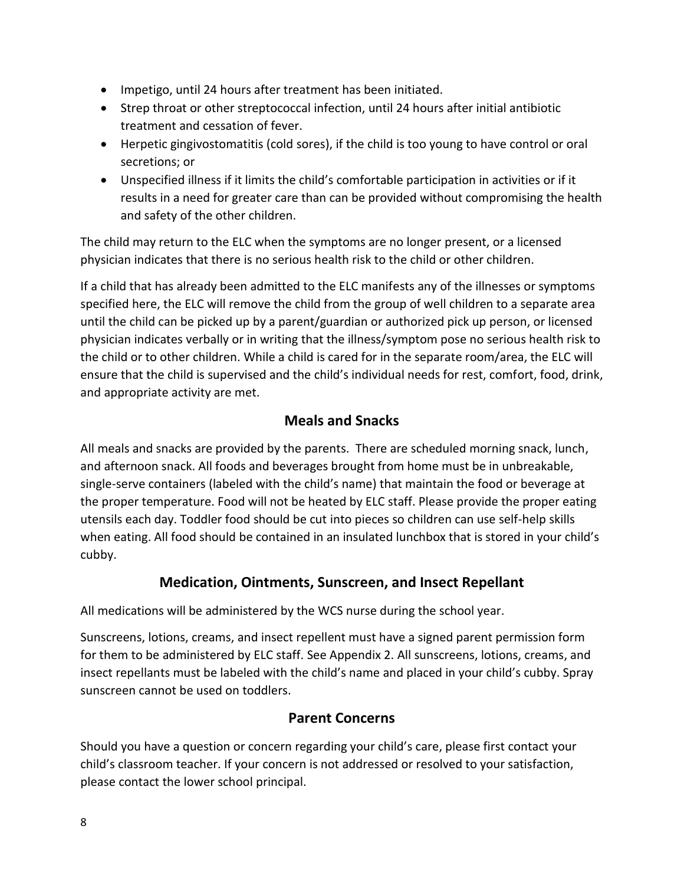- Impetigo, until 24 hours after treatment has been initiated.
- Strep throat or other streptococcal infection, until 24 hours after initial antibiotic treatment and cessation of fever.
- Herpetic gingivostomatitis (cold sores), if the child is too young to have control or oral secretions; or
- Unspecified illness if it limits the child's comfortable participation in activities or if it results in a need for greater care than can be provided without compromising the health and safety of the other children.

The child may return to the ELC when the symptoms are no longer present, or a licensed physician indicates that there is no serious health risk to the child or other children.

If a child that has already been admitted to the ELC manifests any of the illnesses or symptoms specified here, the ELC will remove the child from the group of well children to a separate area until the child can be picked up by a parent/guardian or authorized pick up person, or licensed physician indicates verbally or in writing that the illness/symptom pose no serious health risk to the child or to other children. While a child is cared for in the separate room/area, the ELC will ensure that the child is supervised and the child's individual needs for rest, comfort, food, drink, and appropriate activity are met.

## Meals and Snacks

All meals and snacks are provided by the parents. There are scheduled morning snack, lunch, and afternoon snack. All foods and beverages brought from home must be in unbreakable, single-serve containers (labeled with the child's name) that maintain the food or beverage at the proper temperature. Food will not be heated by ELC staff. Please provide the proper eating utensils each day. Toddler food should be cut into pieces so children can use self-help skills when eating. All food should be contained in an insulated lunchbox that is stored in your child's cubby.

## Medication, Ointments, Sunscreen, and Insect Repellant

All medications will be administered by the WCS nurse during the school year.

Sunscreens, lotions, creams, and insect repellent must have a signed parent permission form for them to be administered by ELC staff. See Appendix 2. All sunscreens, lotions, creams, and insect repellants must be labeled with the child's name and placed in your child's cubby. Spray sunscreen cannot be used on toddlers.

## Parent Concerns

Should you have a question or concern regarding your child's care, please first contact your child's classroom teacher. If your concern is not addressed or resolved to your satisfaction, please contact the lower school principal.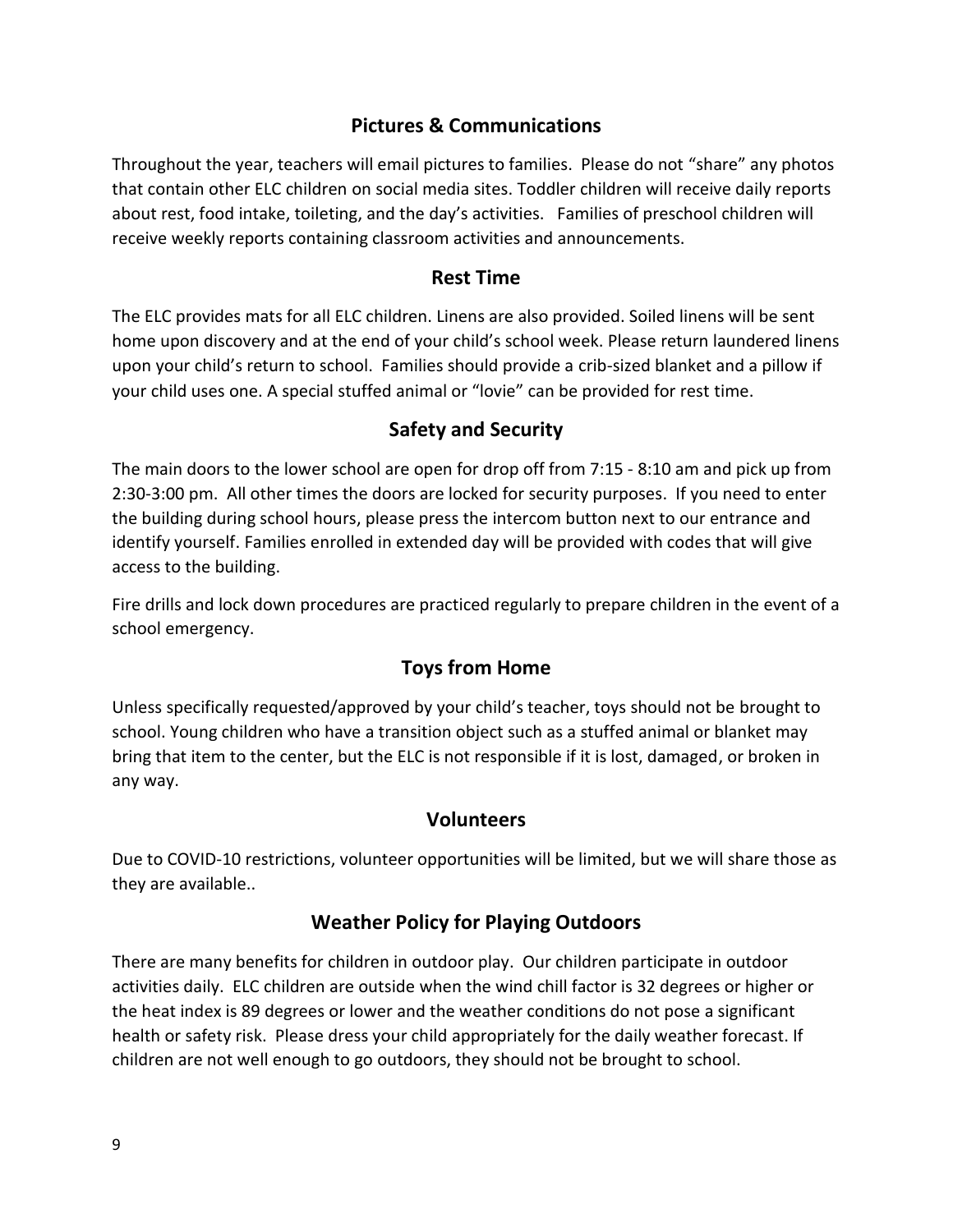## Pictures & Communications

Throughout the year, teachers will email pictures to families. Please do not "share" any photos that contain other ELC children on social media sites. Toddler children will receive daily reports about rest, food intake, toileting, and the day's activities. Families of preschool children will receive weekly reports containing classroom activities and announcements.

## Rest Time

The ELC provides mats for all ELC children. Linens are also provided. Soiled linens will be sent home upon discovery and at the end of your child's school week. Please return laundered linens upon your child's return to school. Families should provide a crib-sized blanket and a pillow if your child uses one. A special stuffed animal or "lovie" can be provided for rest time.

## Safety and Security

The main doors to the lower school are open for drop off from 7:15 - 8:10 am and pick up from 2:30-3:00 pm. All other times the doors are locked for security purposes. If you need to enter the building during school hours, please press the intercom button next to our entrance and identify yourself. Families enrolled in extended day will be provided with codes that will give access to the building.

Fire drills and lock down procedures are practiced regularly to prepare children in the event of a school emergency.

## Toys from Home

Unless specifically requested/approved by your child's teacher, toys should not be brought to school. Young children who have a transition object such as a stuffed animal or blanket may bring that item to the center, but the ELC is not responsible if it is lost, damaged, or broken in any way.

## Volunteers

Due to COVID-10 restrictions, volunteer opportunities will be limited, but we will share those as they are available..

## Weather Policy for Playing Outdoors

There are many benefits for children in outdoor play. Our children participate in outdoor activities daily. ELC children are outside when the wind chill factor is 32 degrees or higher or the heat index is 89 degrees or lower and the weather conditions do not pose a significant health or safety risk. Please dress your child appropriately for the daily weather forecast. If children are not well enough to go outdoors, they should not be brought to school.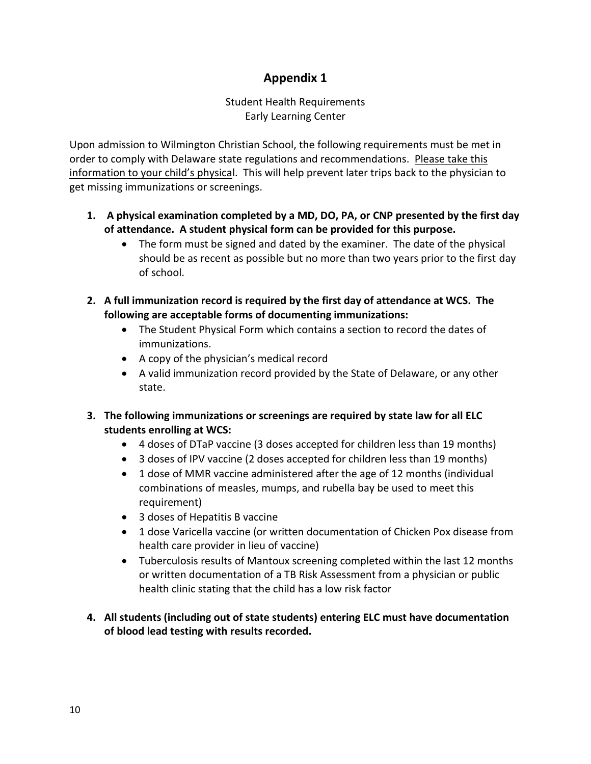# Appendix 1

Student Health Requirements
Early Learning Center

Upon admission to Wilmington Christian School, the following requirements must be met in order to comply with Delaware state regulations and recommendations. Please take this information to your child's physical. This will help prevent later trips back to the physician to get missing immunizations or screenings.

1. **A physical examination completed by a MD, DO, PA, or CNP presented by the first day of attendance. A student physical form can be provided for this purpose.**
   - The form must be signed and dated by the examiner. The date of the physical should be as recent as possible but no more than two years prior to the first day of school.

2. **A full immunization record is required by the first day of attendance at WCS. The following are acceptable forms of documenting immunizations:**
   - The Student Physical Form which contains a section to record the dates of immunizations.
   - A copy of the physician's medical record
   - A valid immunization record provided by the State of Delaware, or any other state.

3. **The following immunizations or screenings are required by state law for all ELC students enrolling at WCS:**
   - 4 doses of DTaP vaccine (3 doses accepted for children less than 19 months)
   - 3 doses of IPV vaccine (2 doses accepted for children less than 19 months)
   - 1 dose of MMR vaccine administered after the age of 12 months (individual combinations of measles, mumps, and rubella bay be used to meet this requirement)
   - 3 doses of Hepatitis B vaccine
   - 1 dose Varicella vaccine (or written documentation of Chicken Pox disease from health care provider in lieu of vaccine)
   - Tuberculosis results of Mantoux screening completed within the last 12 months or written documentation of a TB Risk Assessment from a physician or public health clinic stating that the child has a low risk factor

4. **All students (including out of state students) entering ELC must have documentation of blood lead testing with results recorded.**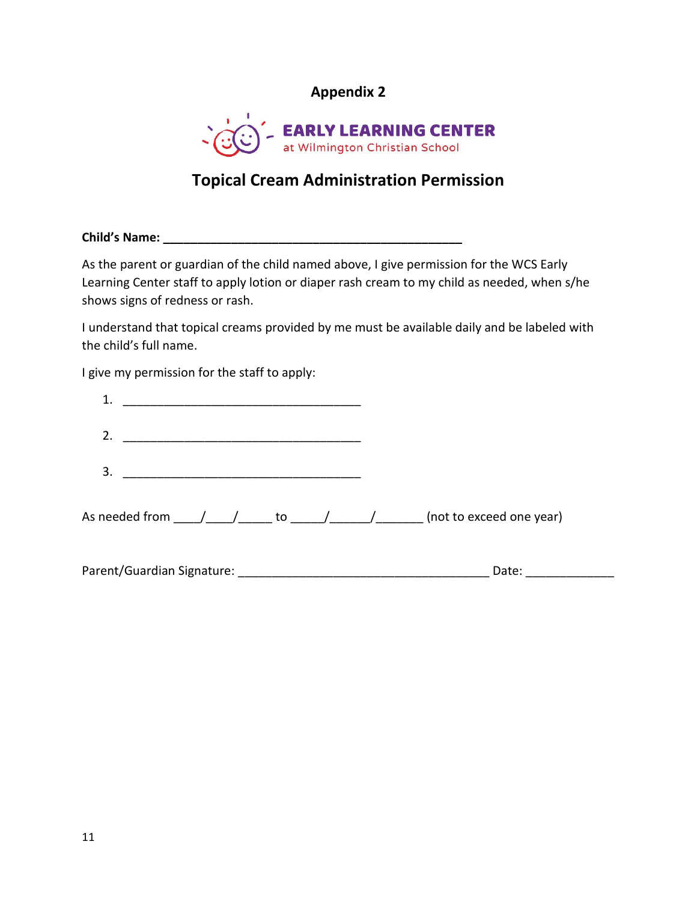**Appendix 2**

EARLY LEARNING CENTER
at Wilmington Christian School

## Topical Cream Administration Permission

**Child's Name: _____________________________________________**

As the parent or guardian of the child named above, I give permission for the WCS Early Learning Center staff to apply lotion or diaper rash cream to my child as needed, when s/he shows signs of redness or rash.

I understand that topical creams provided by me must be available daily and be labeled with the child's full name.

I give my permission for the staff to apply:

1. ____________________________________
2. ____________________________________
3. ____________________________________

As needed from ____/____/_____ to _____/______/_______ (not to exceed one year)

Parent/Guardian Signature: ______________________________________ Date: _____________